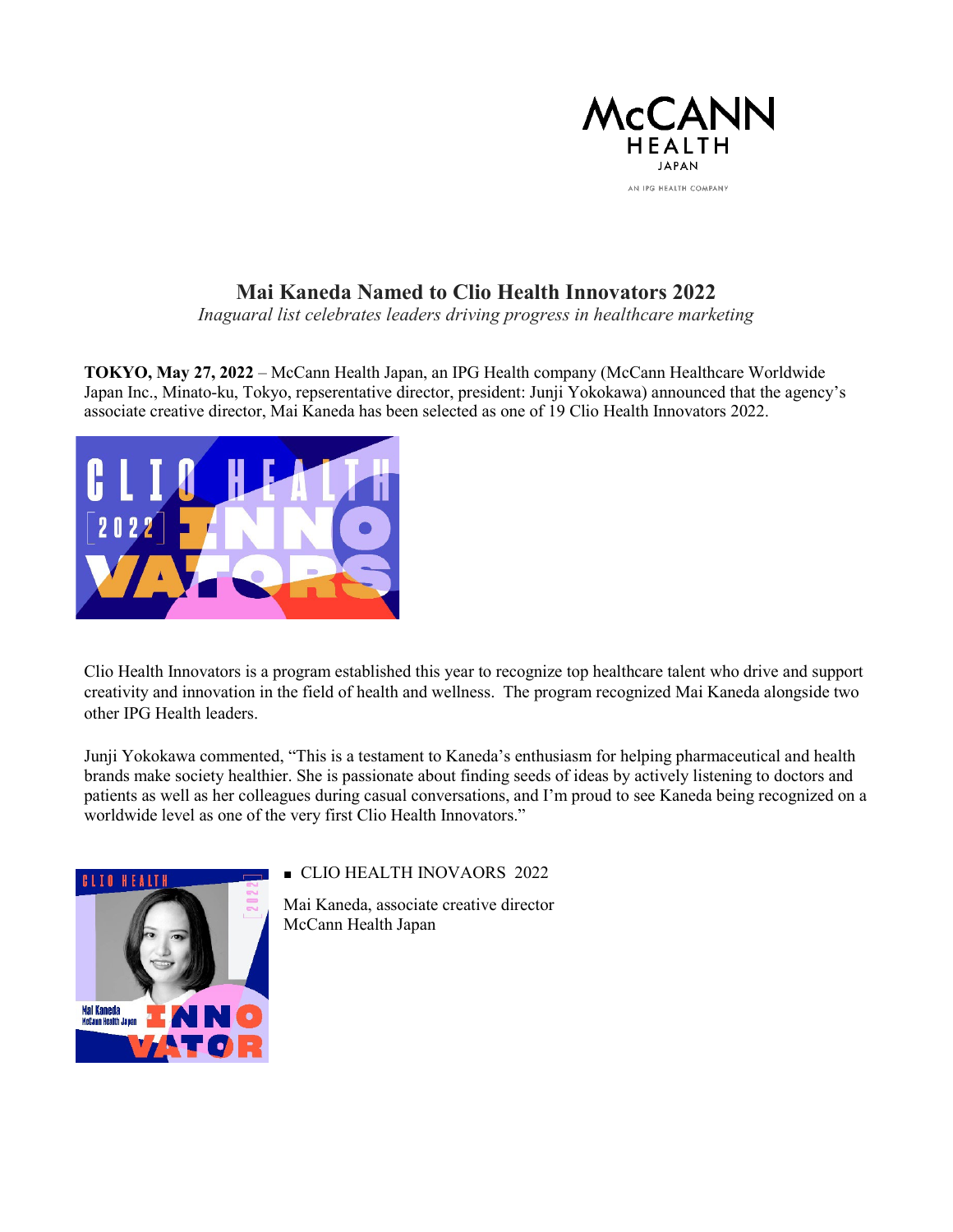# Mai Kaneda Named to Clio Health Innovators 2022

*Inaguaral list celebrates leaders driving progress in healthcare marketing*

**TOKYO, May 27, 2022** – McCann Health Japan, an IPG Health company (McCann Healthcare Worldwide Japan Inc., Minato-ku, Tokyo, repserentative director, president: Junji Yokokawa) announced that the agency's associate creative director, Mai Kaneda has been selected as one of 19 Clio Health Innovators 2022.

Clio Health Innovators is a program established this year to recognize top healthcare talent who drive and support creativity and innovation in the field of health and wellness. The program recognized Mai Kaneda alongside two other IPG Health leaders.

Junji Yokokawa commented, "This is a testament to Kaneda's enthusiasm for helping pharmaceutical and health brands make society healthier. She is passionate about finding seeds of ideas by actively listening to doctors and patients as well as her colleagues during casual conversations, and I'm proud to see Kaneda being recognized on a worldwide level as one of the very first Clio Health Innovators."

■ CLIO HEALTH INOVAORS 2022

Mai Kaneda, associate creative director
McCann Health Japan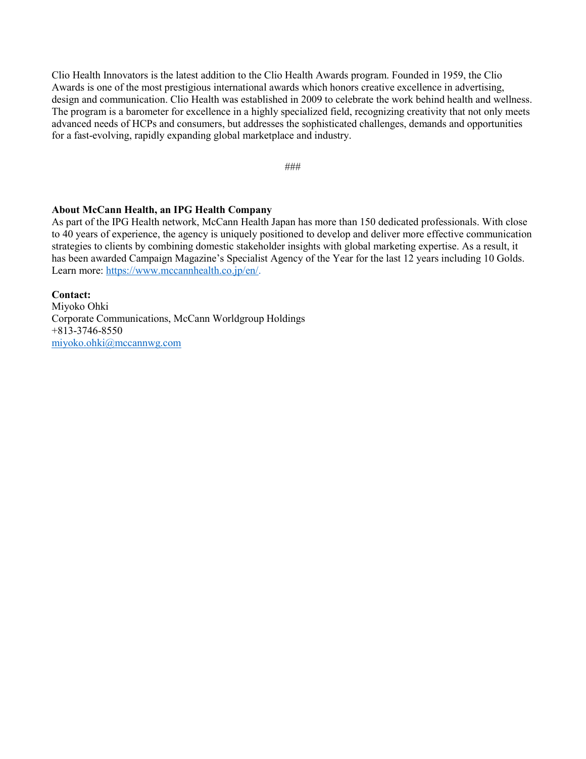Clio Health Innovators is the latest addition to the Clio Health Awards program. Founded in 1959, the Clio Awards is one of the most prestigious international awards which honors creative excellence in advertising, design and communication. Clio Health was established in 2009 to celebrate the work behind health and wellness. The program is a barometer for excellence in a highly specialized field, recognizing creativity that not only meets advanced needs of HCPs and consumers, but addresses the sophisticated challenges, demands and opportunities for a fast-evolving, rapidly expanding global marketplace and industry.

###

**About McCann Health, an IPG Health Company**
As part of the IPG Health network, McCann Health Japan has more than 150 dedicated professionals. With close to 40 years of experience, the agency is uniquely positioned to develop and deliver more effective communication strategies to clients by combining domestic stakeholder insights with global marketing expertise. As a result, it has been awarded Campaign Magazine's Specialist Agency of the Year for the last 12 years including 10 Golds. Learn more: [https://www.mccannhealth.co.jp/en/](https://www.mccannhealth.co.jp/en/).

**Contact:**
Miyoko Ohki
Corporate Communications, McCann Worldgroup Holdings
+813-3746-8550
[miyoko.ohki@mccannwg.com](mailto:miyoko.ohki@mccannwg.com)